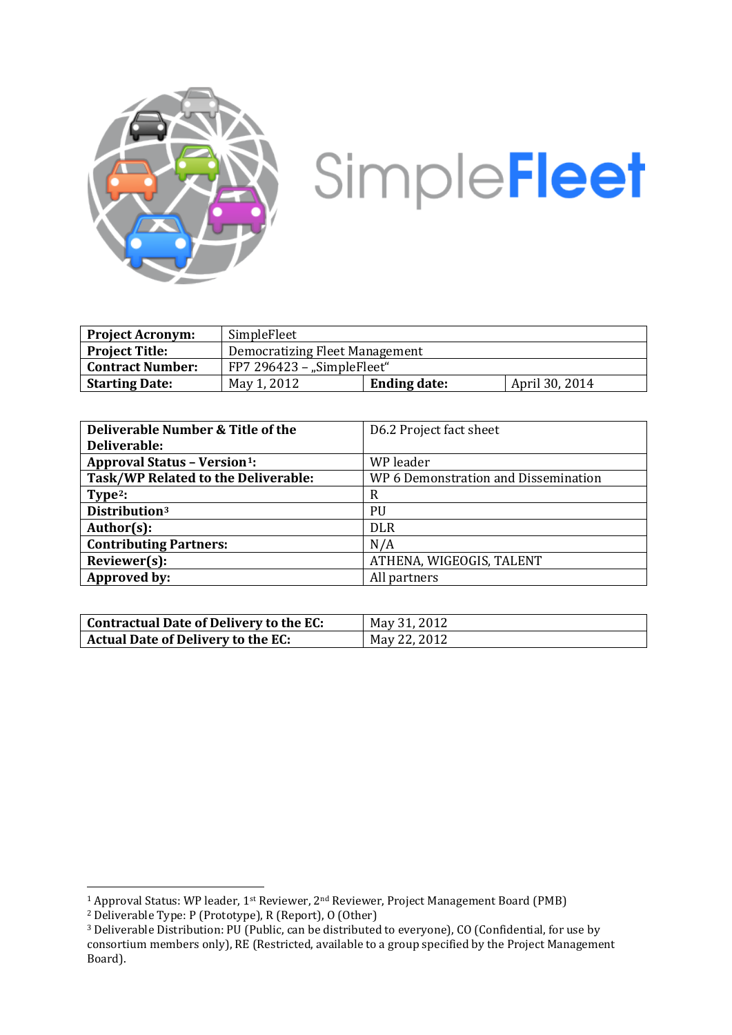SimpleFleet

| Project Acronym: | SimpleFleet | | |
| --- | --- | --- | --- |
| Project Title: | Democratizing Fleet Management | | |
| Contract Number: | FP7 296423 – „SimpleFleet" | | |
| Starting Date: | May 1, 2012 | Ending date: | April 30, 2014 |

| Deliverable Number & Title of the Deliverable: | D6.2 Project fact sheet |
| --- | --- |
| Approval Status – Version[1]: | WP leader |
| Task/WP Related to the Deliverable: | WP 6 Demonstration and Dissemination |
| Type[2]: | R |
| Distribution[3] | PU |
| Author(s): | DLR |
| Contributing Partners: | N/A |
| Reviewer(s): | ATHENA, WIGEOGIS, TALENT |
| Approved by: | All partners |

| Contractual Date of Delivery to the EC: | May 31, 2012 |
| --- | --- |
| Actual Date of Delivery to the EC: | May 22, 2012 |

[1] Approval Status: WP leader, 1st Reviewer, 2nd Reviewer, Project Management Board (PMB)

[2] Deliverable Type: P (Prototype), R (Report), O (Other)

[3] Deliverable Distribution: PU (Public, can be distributed to everyone), CO (Confidential, for use by consortium members only), RE (Restricted, available to a group specified by the Project Management Board).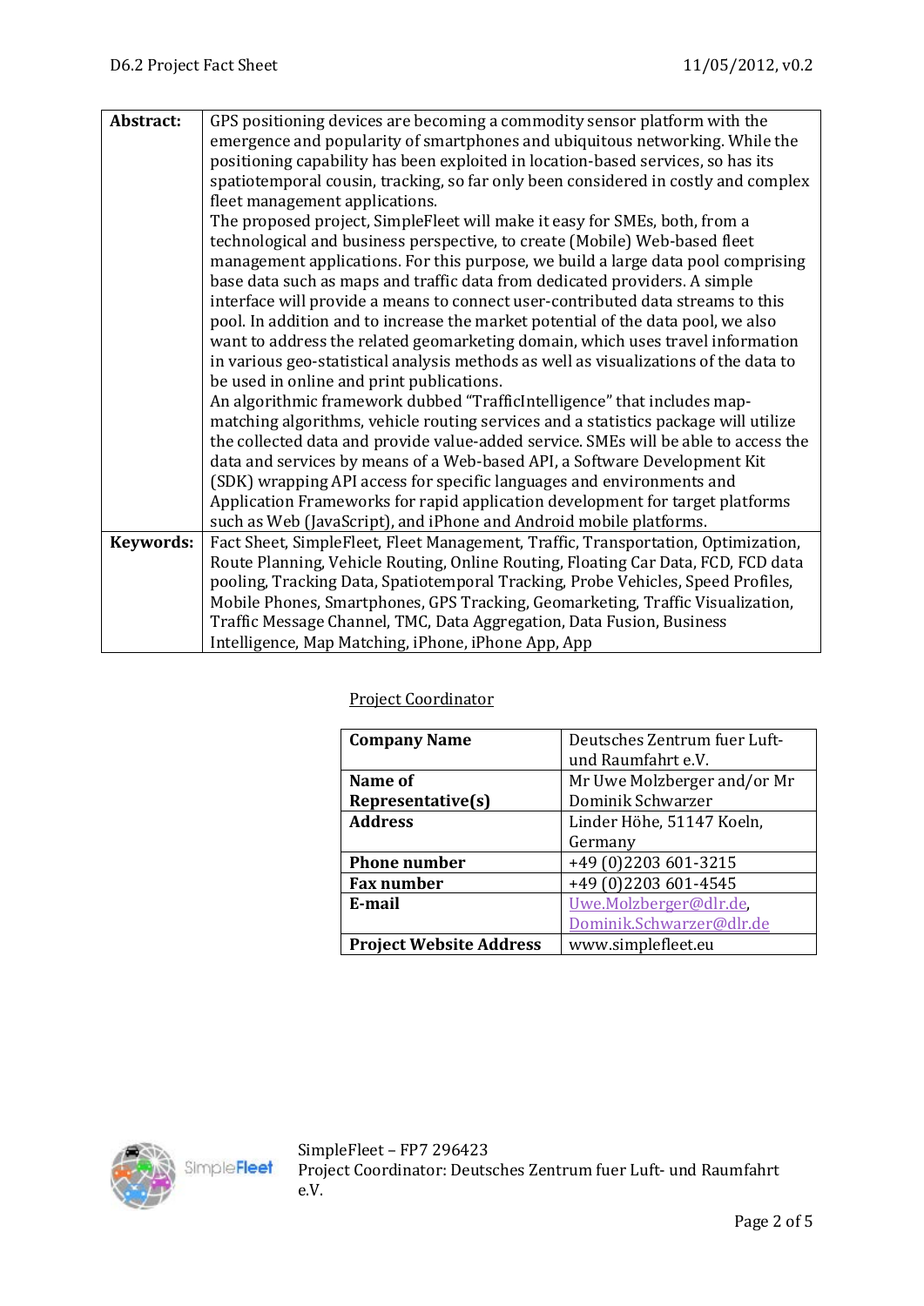| **Abstract:** | GPS positioning devices are becoming a commodity sensor platform with the emergence and popularity of smartphones and ubiquitous networking. While the positioning capability has been exploited in location-based services, so has its spatiotemporal cousin, tracking, so far only been considered in costly and complex fleet management applications.<br>The proposed project, SimpleFleet will make it easy for SMEs, both, from a technological and business perspective, to create (Mobile) Web-based fleet management applications. For this purpose, we build a large data pool comprising base data such as maps and traffic data from dedicated providers. A simple interface will provide a means to connect user-contributed data streams to this pool. In addition and to increase the market potential of the data pool, we also want to address the related geomarketing domain, which uses travel information in various geo-statistical analysis methods as well as visualizations of the data to be used in online and print publications.<br>An algorithmic framework dubbed "TrafficIntelligence" that includes map-matching algorithms, vehicle routing services and a statistics package will utilize the collected data and provide value-added service. SMEs will be able to access the data and services by means of a Web-based API, a Software Development Kit (SDK) wrapping API access for specific languages and environments and Application Frameworks for rapid application development for target platforms such as Web (JavaScript), and iPhone and Android mobile platforms. |
|---|---|
| **Keywords:** | Fact Sheet, SimpleFleet, Fleet Management, Traffic, Transportation, Optimization, Route Planning, Vehicle Routing, Online Routing, Floating Car Data, FCD, FCD data pooling, Tracking Data, Spatiotemporal Tracking, Probe Vehicles, Speed Profiles, Mobile Phones, Smartphones, GPS Tracking, Geomarketing, Traffic Visualization, Traffic Message Channel, TMC, Data Aggregation, Data Fusion, Business Intelligence, Map Matching, iPhone, iPhone App, App |

Project Coordinator

| **Company Name** | Deutsches Zentrum fuer Luft- und Raumfahrt e.V. |
|---|---|
| **Name of Representative(s)** | Mr Uwe Molzberger and/or Mr Dominik Schwarzer |
| **Address** | Linder Höhe, 51147 Koeln, Germany |
| **Phone number** | +49 (0)2203 601-3215 |
| **Fax number** | +49 (0)2203 601-4545 |
| **E-mail** | Uwe.Molzberger@dlr.de, Dominik.Schwarzer@dlr.de |
| **Project Website Address** | www.simplefleet.eu |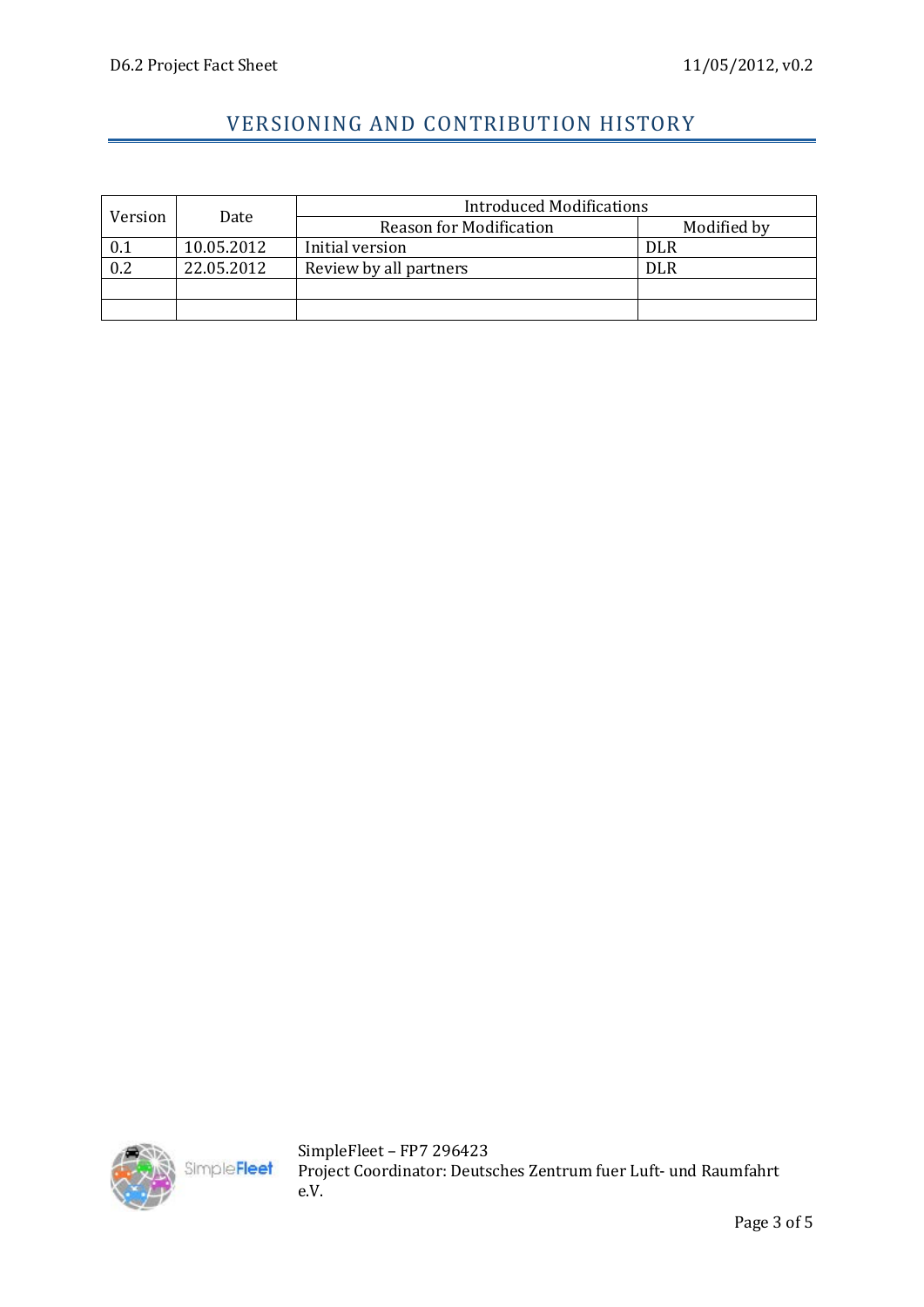# VERSIONING AND CONTRIBUTION HISTORY

| Version | Date | Introduced Modifications | |
|---|---|---|---|
| | | Reason for Modification | Modified by |
| 0.1 | 10.05.2012 | Initial version | DLR |
| 0.2 | 22.05.2012 | Review by all partners | DLR |
| | | | |
| | | | |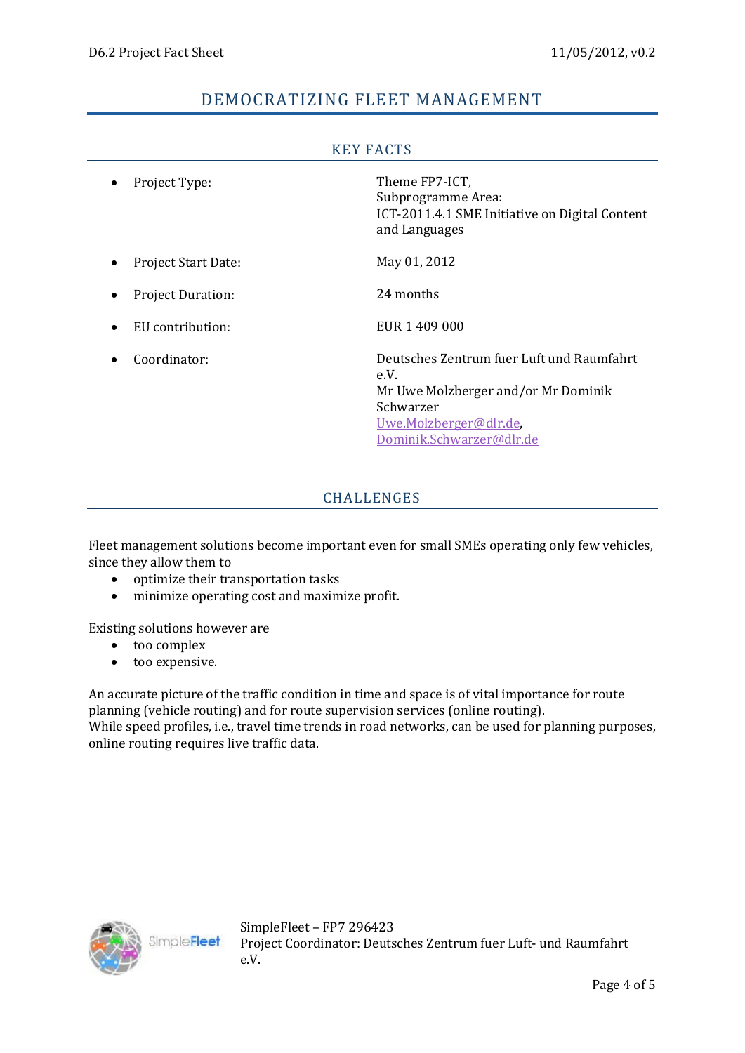# DEMOCRATIZING FLEET MANAGEMENT

## KEY FACTS

- Project Type: Theme FP7-ICT, Subprogramme Area: ICT-2011.4.1 SME Initiative on Digital Content and Languages
- Project Start Date: May 01, 2012
- Project Duration: 24 months
- EU contribution: EUR 1 409 000
- Coordinator: Deutsches Zentrum fuer Luft und Raumfahrt e.V.
  Mr Uwe Molzberger and/or Mr Dominik Schwarzer
  Uwe.Molzberger@dlr.de, Dominik.Schwarzer@dlr.de

## CHALLENGES

Fleet management solutions become important even for small SMEs operating only few vehicles, since they allow them to

- optimize their transportation tasks
- minimize operating cost and maximize profit.

Existing solutions however are

- too complex
- too expensive.

An accurate picture of the traffic condition in time and space is of vital importance for route planning (vehicle routing) and for route supervision services (online routing).
While speed profiles, i.e., travel time trends in road networks, can be used for planning purposes, online routing requires live traffic data.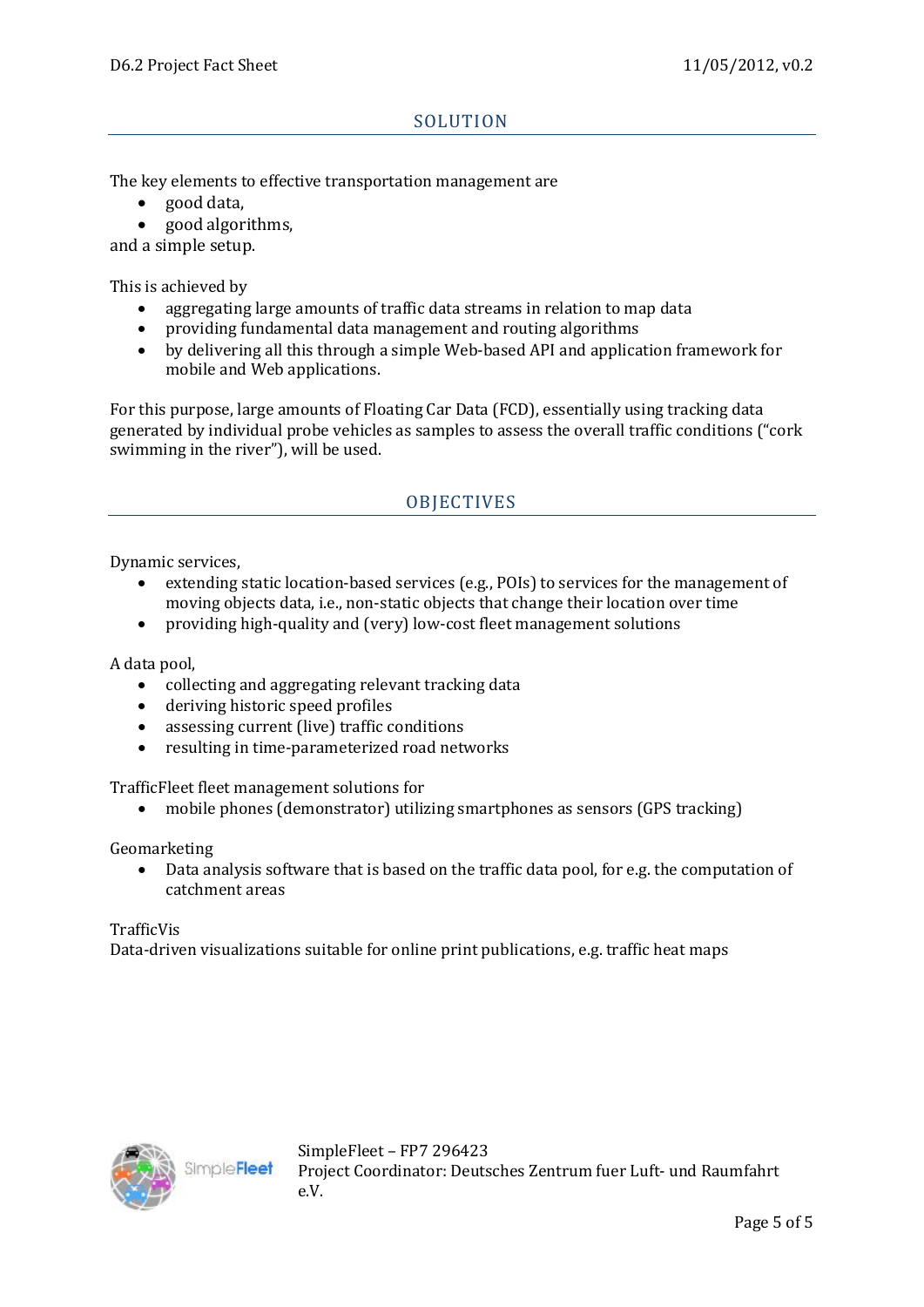## SOLUTION

The key elements to effective transportation management are

- good data,
- good algorithms,

and a simple setup.

This is achieved by

- aggregating large amounts of traffic data streams in relation to map data
- providing fundamental data management and routing algorithms
- by delivering all this through a simple Web-based API and application framework for mobile and Web applications.

For this purpose, large amounts of Floating Car Data (FCD), essentially using tracking data generated by individual probe vehicles as samples to assess the overall traffic conditions ("cork swimming in the river"), will be used.

## OBJECTIVES

Dynamic services,

- extending static location-based services (e.g., POIs) to services for the management of moving objects data, i.e., non-static objects that change their location over time
- providing high-quality and (very) low-cost fleet management solutions

A data pool,

- collecting and aggregating relevant tracking data
- deriving historic speed profiles
- assessing current (live) traffic conditions
- resulting in time-parameterized road networks

TrafficFleet fleet management solutions for

- mobile phones (demonstrator) utilizing smartphones as sensors (GPS tracking)

Geomarketing

- Data analysis software that is based on the traffic data pool, for e.g. the computation of catchment areas

TrafficVis
Data-driven visualizations suitable for online print publications, e.g. traffic heat maps